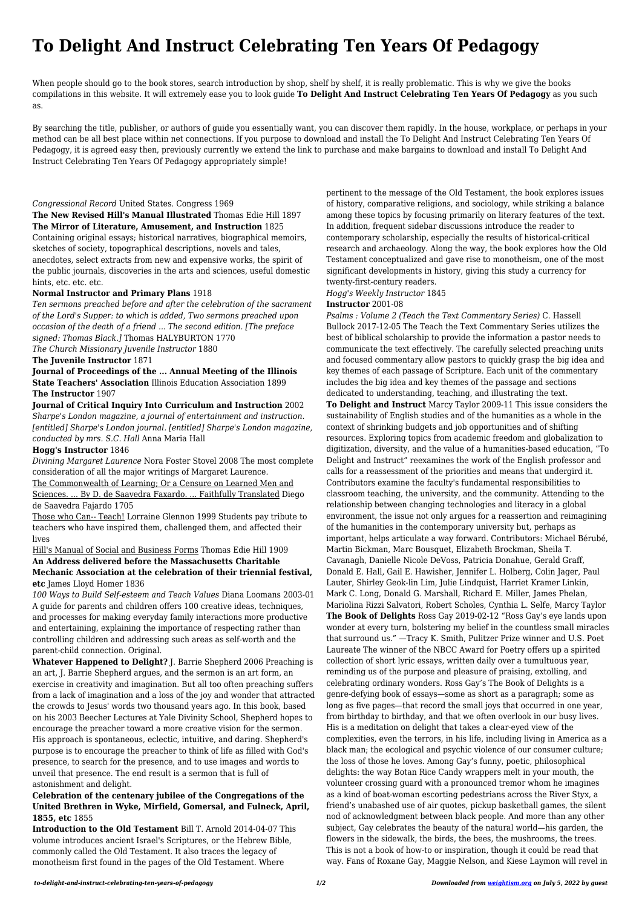# To Delight And Instruct Celebrating Ten Years Of Pedagogy

When people should go to the book stores, search introduction by shop, shelf by shelf, it is really problematic. This is why we give the books compilations in this website. It will extremely ease you to look guide **To Delight And Instruct Celebrating Ten Years Of Pedagogy** as you such as.

By searching the title, publisher, or authors of guide you essentially want, you can discover them rapidly. In the house, workplace, or perhaps in your method can be all best place within net connections. If you purpose to download and install the To Delight And Instruct Celebrating Ten Years Of Pedagogy, it is agreed easy then, previously currently we extend the link to purchase and make bargains to download and install To Delight And Instruct Celebrating Ten Years Of Pedagogy appropriately simple!

*Congressional Record* United States. Congress 1969

**The New Revised Hill's Manual Illustrated** Thomas Edie Hill 1897

**The Mirror of Literature, Amusement, and Instruction** 1825 Containing original essays; historical narratives, biographical memoirs, sketches of society, topographical descriptions, novels and tales, anecdotes, select extracts from new and expensive works, the spirit of the public journals, discoveries in the arts and sciences, useful domestic hints, etc. etc. etc.

**Normal Instructor and Primary Plans** 1918

*Ten sermons preached before and after the celebration of the sacrament of the Lord's Supper: to which is added, Two sermons preached upon occasion of the death of a friend ... The second edition. [The preface signed: Thomas Black.]* Thomas HALYBURTON 1770

*The Church Missionary Juvenile Instructor* 1880

**The Juvenile Instructor** 1871

**Journal of Proceedings of the ... Annual Meeting of the Illinois State Teachers' Association** Illinois Education Association 1899

**The Instructor** 1907

**Journal of Critical Inquiry Into Curriculum and Instruction** 2002

*Sharpe's London magazine, a journal of entertainment and instruction. [entitled] Sharpe's London journal. [entitled] Sharpe's London magazine, conducted by mrs. S.C. Hall* Anna Maria Hall

**Hogg's Instructor** 1846

*Divining Margaret Laurence* Nora Foster Stovel 2008 The most complete consideration of all the major writings of Margaret Laurence.

The Commonwealth of Learning; Or a Censure on Learned Men and Sciences. ... By D. de Saavedra Faxardo. ... Faithfully Translated Diego de Saavedra Fajardo 1705

Those who Can-- Teach! Lorraine Glennon 1999 Students pay tribute to teachers who have inspired them, challenged them, and affected their lives

Hill's Manual of Social and Business Forms Thomas Edie Hill 1909

**An Address delivered before the Massachusetts Charitable Mechanic Association at the celebration of their triennial festival, etc** James Lloyd Homer 1836

*100 Ways to Build Self-esteem and Teach Values* Diana Loomans 2003-01 A guide for parents and children offers 100 creative ideas, techniques, and processes for making everyday family interactions more productive and entertaining, explaining the importance of respecting rather than controlling children and addressing such areas as self-worth and the parent-child connection. Original.

**Whatever Happened to Delight?** J. Barrie Shepherd 2006 Preaching is an art, J. Barrie Shepherd argues, and the sermon is an art form, an exercise in creativity and imagination. But all too often preaching suffers from a lack of imagination and a loss of the joy and wonder that attracted the crowds to Jesus' words two thousand years ago. In this book, based on his 2003 Beecher Lectures at Yale Divinity School, Shepherd hopes to encourage the preacher toward a more creative vision for the sermon. His approach is spontaneous, eclectic, intuitive, and daring. Shepherd's purpose is to encourage the preacher to think of life as filled with God's presence, to search for the presence, and to use images and words to unveil that presence. The end result is a sermon that is full of astonishment and delight.

**Celebration of the centenary jubilee of the Congregations of the United Brethren in Wyke, Mirfield, Gomersal, and Fulneck, April, 1855, etc** 1855

**Introduction to the Old Testament** Bill T. Arnold 2014-04-07 This volume introduces ancient Israel's Scriptures, or the Hebrew Bible, commonly called the Old Testament. It also traces the legacy of monotheism first found in the pages of the Old Testament. Where pertinent to the message of the Old Testament, the book explores issues of history, comparative religions, and sociology, while striking a balance among these topics by focusing primarily on literary features of the text. In addition, frequent sidebar discussions introduce the reader to contemporary scholarship, especially the results of historical-critical research and archaeology. Along the way, the book explores how the Old Testament conceptualized and gave rise to monotheism, one of the most significant developments in history, giving this study a currency for twenty-first-century readers.

*Hogg's Weekly Instructor* 1845

**Instructor** 2001-08

*Psalms : Volume 2 (Teach the Text Commentary Series)* C. Hassell Bullock 2017-12-05 The Teach the Text Commentary Series utilizes the best of biblical scholarship to provide the information a pastor needs to communicate the text effectively. The carefully selected preaching units and focused commentary allow pastors to quickly grasp the big idea and key themes of each passage of Scripture. Each unit of the commentary includes the big idea and key themes of the passage and sections dedicated to understanding, teaching, and illustrating the text.

**To Delight and Instruct** Marcy Taylor 2009-11 This issue considers the sustainability of English studies and of the humanities as a whole in the context of shrinking budgets and job opportunities and of shifting resources. Exploring topics from academic freedom and globalization to digitization, diversity, and the value of a humanities-based education, "To Delight and Instruct" reexamines the work of the English professor and calls for a reassessment of the priorities and means that undergird it. Contributors examine the faculty's fundamental responsibilities to classroom teaching, the university, and the community. Attending to the relationship between changing technologies and literacy in a global environment, the issue not only argues for a reassertion and reimagining of the humanities in the contemporary university but, perhaps as important, helps articulate a way forward. Contributors: Michael Bérubé, Martin Bickman, Marc Bousquet, Elizabeth Brockman, Sheila T. Cavanagh, Danielle Nicole DeVoss, Patricia Donahue, Gerald Graff, Donald E. Hall, Gail E. Hawisher, Jennifer L. Holberg, Colin Jager, Paul Lauter, Shirley Geok-lin Lim, Julie Lindquist, Harriet Kramer Linkin, Mark C. Long, Donald G. Marshall, Richard E. Miller, James Phelan, Mariolina Rizzi Salvatori, Robert Scholes, Cynthia L. Selfe, Marcy Taylor

**The Book of Delights** Ross Gay 2019-02-12 "Ross Gay's eye lands upon wonder at every turn, bolstering my belief in the countless small miracles that surround us." —Tracy K. Smith, Pulitzer Prize winner and U.S. Poet Laureate The winner of the NBCC Award for Poetry offers up a spirited collection of short lyric essays, written daily over a tumultuous year, reminding us of the purpose and pleasure of praising, extolling, and celebrating ordinary wonders. Ross Gay's The Book of Delights is a genre-defying book of essays—some as short as a paragraph; some as long as five pages—that record the small joys that occurred in one year, from birthday to birthday, and that we often overlook in our busy lives. His is a meditation on delight that takes a clear-eyed view of the complexities, even the terrors, in his life, including living in America as a black man; the ecological and psychic violence of our consumer culture; the loss of those he loves. Among Gay's funny, poetic, philosophical delights: the way Botan Rice Candy wrappers melt in your mouth, the volunteer crossing guard with a pronounced tremor whom he imagines as a kind of boat-woman escorting pedestrians across the River Styx, a friend's unabashed use of air quotes, pickup basketball games, the silent nod of acknowledgment between black people. And more than any other subject, Gay celebrates the beauty of the natural world—his garden, the flowers in the sidewalk, the birds, the bees, the mushrooms, the trees. This is not a book of how-to or inspiration, though it could be read that way. Fans of Roxane Gay, Maggie Nelson, and Kiese Laymon will revel in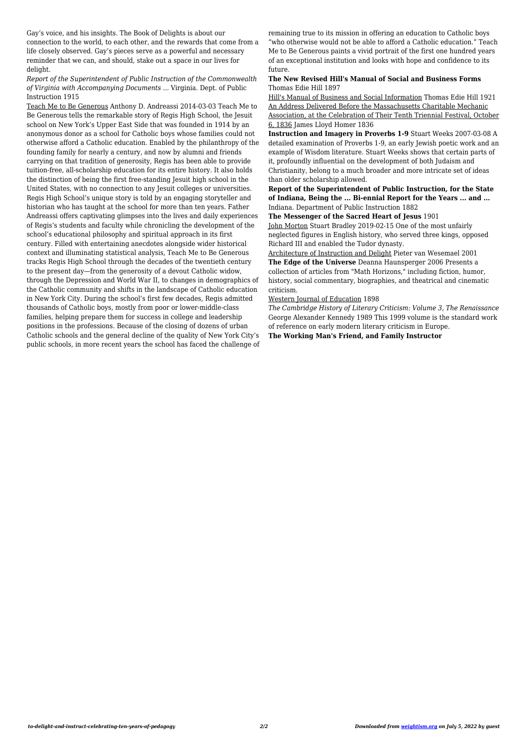Gay's voice, and his insights. The Book of Delights is about our connection to the world, to each other, and the rewards that come from a life closely observed. Gay's pieces serve as a powerful and necessary reminder that we can, and should, stake out a space in our lives for delight.

*Report of the Superintendent of Public Instruction of the Commonwealth of Virginia with Accompanying Documents ...* Virginia. Dept. of Public Instruction 1915

Teach Me to Be Generous Anthony D. Andreassi 2014-03-03 Teach Me to Be Generous tells the remarkable story of Regis High School, the Jesuit school on New York's Upper East Side that was founded in 1914 by an anonymous donor as a school for Catholic boys whose families could not otherwise afford a Catholic education. Enabled by the philanthropy of the founding family for nearly a century, and now by alumni and friends carrying on that tradition of generosity, Regis has been able to provide tuition-free, all-scholarship education for its entire history. It also holds the distinction of being the first free-standing Jesuit high school in the United States, with no connection to any Jesuit colleges or universities. Regis High School's unique story is told by an engaging storyteller and historian who has taught at the school for more than ten years. Father Andreassi offers captivating glimpses into the lives and daily experiences of Regis's students and faculty while chronicling the development of the school's educational philosophy and spiritual approach in its first century. Filled with entertaining anecdotes alongside wider historical context and illuminating statistical analysis, Teach Me to Be Generous tracks Regis High School through the decades of the twentieth century to the present day—from the generosity of a devout Catholic widow, through the Depression and World War II, to changes in demographics of the Catholic community and shifts in the landscape of Catholic education in New York City. During the school's first few decades, Regis admitted thousands of Catholic boys, mostly from poor or lower-middle-class families, helping prepare them for success in college and leadership positions in the professions. Because of the closing of dozens of urban Catholic schools and the general decline of the quality of New York City's public schools, in more recent years the school has faced the challenge of remaining true to its mission in offering an education to Catholic boys "who otherwise would not be able to afford a Catholic education." Teach Me to Be Generous paints a vivid portrait of the first one hundred years of an exceptional institution and looks with hope and confidence to its future.

**The New Revised Hill's Manual of Social and Business Forms** Thomas Edie Hill 1897

Hill's Manual of Business and Social Information Thomas Edie Hill 1921

An Address Delivered Before the Massachusetts Charitable Mechanic Association, at the Celebration of Their Tenth Triennial Festival, October 6, 1836 James Lloyd Homer 1836

**Instruction and Imagery in Proverbs 1-9** Stuart Weeks 2007-03-08 A detailed examination of Proverbs 1-9, an early Jewish poetic work and an example of Wisdom literature. Stuart Weeks shows that certain parts of it, profoundly influential on the development of both Judaism and Christianity, belong to a much broader and more intricate set of ideas than older scholarship allowed.

**Report of the Superintendent of Public Instruction, for the State of Indiana, Being the ... Bi-ennial Report for the Years ... and ...** Indiana. Department of Public Instruction 1882

**The Messenger of the Sacred Heart of Jesus** 1901

John Morton Stuart Bradley 2019-02-15 One of the most unfairly neglected figures in English history, who served three kings, opposed Richard III and enabled the Tudor dynasty.

Architecture of Instruction and Delight Pieter van Wesemael 2001

**The Edge of the Universe** Deanna Haunsperger 2006 Presents a collection of articles from "Math Horizons," including fiction, humor, history, social commentary, biographies, and theatrical and cinematic criticism.

Western Journal of Education 1898

*The Cambridge History of Literary Criticism: Volume 3, The Renaissance* George Alexander Kennedy 1989 This 1999 volume is the standard work of reference on early modern literary criticism in Europe.

**The Working Man's Friend, and Family Instructor**